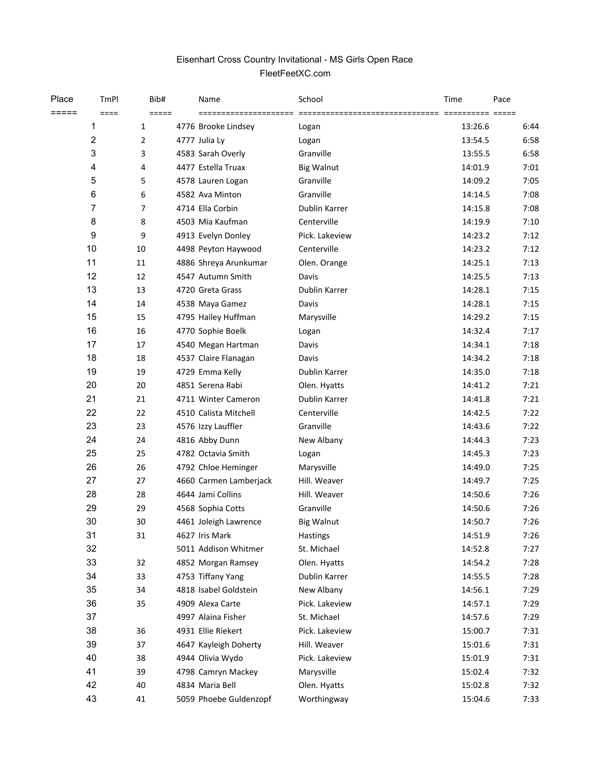# Eisenhart Cross Country Invitational - MS Girls Open Race

FleetFeetXC.com

| Place | TmPl | Bib# | Name | School | Time | Pace |
|---|---|---|---|---|---|---|
| 1 | 1 | 4776 | Brooke Lindsey | Logan | 13:26.6 | 6:44 |
| 2 | 2 | 4777 | Julia Ly | Logan | 13:54.5 | 6:58 |
| 3 | 3 | 4583 | Sarah Overly | Granville | 13:55.5 | 6:58 |
| 4 | 4 | 4477 | Estella Truax | Big Walnut | 14:01.9 | 7:01 |
| 5 | 5 | 4578 | Lauren Logan | Granville | 14:09.2 | 7:05 |
| 6 | 6 | 4582 | Ava Minton | Granville | 14:14.5 | 7:08 |
| 7 | 7 | 4714 | Ella Corbin | Dublin Karrer | 14:15.8 | 7:08 |
| 8 | 8 | 4503 | Mia Kaufman | Centerville | 14:19.9 | 7:10 |
| 9 | 9 | 4913 | Evelyn Donley | Pick. Lakeview | 14:23.2 | 7:12 |
| 10 | 10 | 4498 | Peyton Haywood | Centerville | 14:23.2 | 7:12 |
| 11 | 11 | 4886 | Shreya Arunkumar | Olen. Orange | 14:25.1 | 7:13 |
| 12 | 12 | 4547 | Autumn Smith | Davis | 14:25.5 | 7:13 |
| 13 | 13 | 4720 | Greta Grass | Dublin Karrer | 14:28.1 | 7:15 |
| 14 | 14 | 4538 | Maya Gamez | Davis | 14:28.1 | 7:15 |
| 15 | 15 | 4795 | Hailey Huffman | Marysville | 14:29.2 | 7:15 |
| 16 | 16 | 4770 | Sophie Boelk | Logan | 14:32.4 | 7:17 |
| 17 | 17 | 4540 | Megan Hartman | Davis | 14:34.1 | 7:18 |
| 18 | 18 | 4537 | Claire Flanagan | Davis | 14:34.2 | 7:18 |
| 19 | 19 | 4729 | Emma Kelly | Dublin Karrer | 14:35.0 | 7:18 |
| 20 | 20 | 4851 | Serena Rabi | Olen. Hyatts | 14:41.2 | 7:21 |
| 21 | 21 | 4711 | Winter Cameron | Dublin Karrer | 14:41.8 | 7:21 |
| 22 | 22 | 4510 | Calista Mitchell | Centerville | 14:42.5 | 7:22 |
| 23 | 23 | 4576 | Izzy Lauffler | Granville | 14:43.6 | 7:22 |
| 24 | 24 | 4816 | Abby Dunn | New Albany | 14:44.3 | 7:23 |
| 25 | 25 | 4782 | Octavia Smith | Logan | 14:45.3 | 7:23 |
| 26 | 26 | 4792 | Chloe Heminger | Marysville | 14:49.0 | 7:25 |
| 27 | 27 | 4660 | Carmen Lamberjack | Hill. Weaver | 14:49.7 | 7:25 |
| 28 | 28 | 4644 | Jami Collins | Hill. Weaver | 14:50.6 | 7:26 |
| 29 | 29 | 4568 | Sophia Cotts | Granville | 14:50.6 | 7:26 |
| 30 | 30 | 4461 | Joleigh Lawrence | Big Walnut | 14:50.7 | 7:26 |
| 31 | 31 | 4627 | Iris Mark | Hastings | 14:51.9 | 7:26 |
| 32 | | 5011 | Addison Whitmer | St. Michael | 14:52.8 | 7:27 |
| 33 | 32 | 4852 | Morgan Ramsey | Olen. Hyatts | 14:54.2 | 7:28 |
| 34 | 33 | 4753 | Tiffany Yang | Dublin Karrer | 14:55.5 | 7:28 |
| 35 | 34 | 4818 | Isabel Goldstein | New Albany | 14:56.1 | 7:29 |
| 36 | 35 | 4909 | Alexa Carte | Pick. Lakeview | 14:57.1 | 7:29 |
| 37 | | 4997 | Alaina Fisher | St. Michael | 14:57.6 | 7:29 |
| 38 | 36 | 4931 | Ellie Riekert | Pick. Lakeview | 15:00.7 | 7:31 |
| 39 | 37 | 4647 | Kayleigh Doherty | Hill. Weaver | 15:01.6 | 7:31 |
| 40 | 38 | 4944 | Olivia Wydo | Pick. Lakeview | 15:01.9 | 7:31 |
| 41 | 39 | 4798 | Camryn Mackey | Marysville | 15:02.4 | 7:32 |
| 42 | 40 | 4834 | Maria Bell | Olen. Hyatts | 15:02.8 | 7:32 |
| 43 | 41 | 5059 | Phoebe Guldenzopf | Worthingway | 15:04.6 | 7:33 |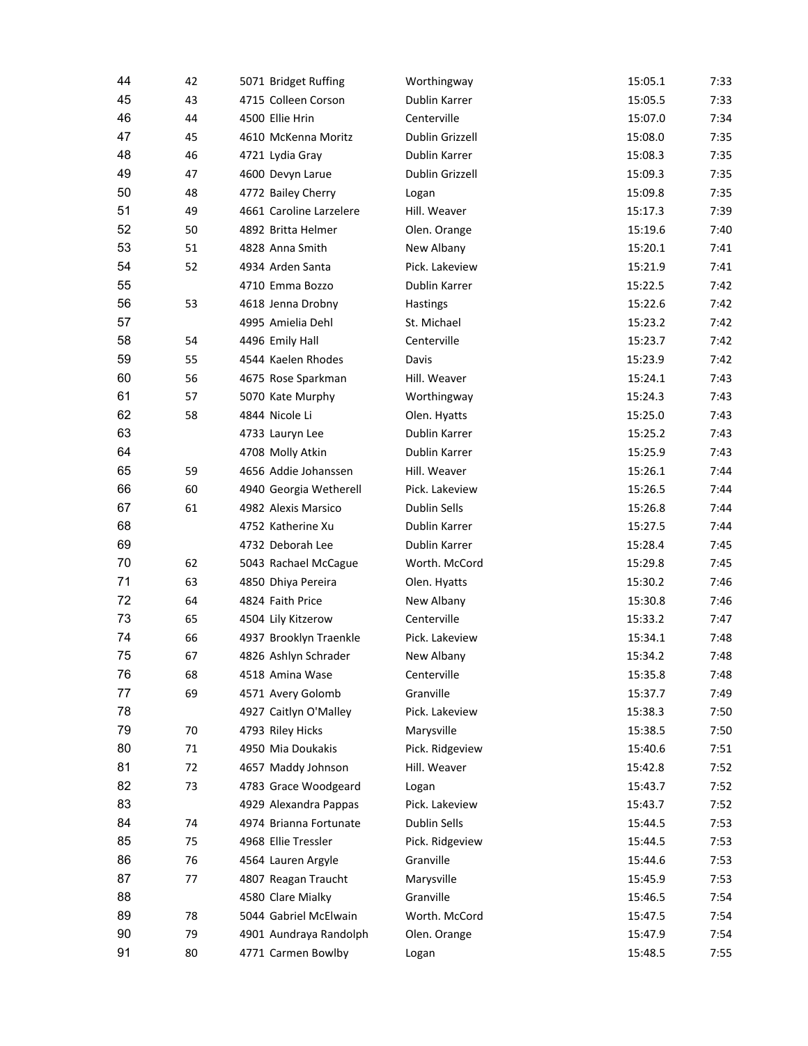| | | | | | | |
|---|---|---|---|---|---|---|
| 44 | 42 | 5071 | Bridget Ruffing | Worthingway | 15:05.1 | 7:33 |
| 45 | 43 | 4715 | Colleen Corson | Dublin Karrer | 15:05.5 | 7:33 |
| 46 | 44 | 4500 | Ellie Hrin | Centerville | 15:07.0 | 7:34 |
| 47 | 45 | 4610 | McKenna Moritz | Dublin Grizzell | 15:08.0 | 7:35 |
| 48 | 46 | 4721 | Lydia Gray | Dublin Karrer | 15:08.3 | 7:35 |
| 49 | 47 | 4600 | Devyn Larue | Dublin Grizzell | 15:09.3 | 7:35 |
| 50 | 48 | 4772 | Bailey Cherry | Logan | 15:09.8 | 7:35 |
| 51 | 49 | 4661 | Caroline Larzelere | Hill. Weaver | 15:17.3 | 7:39 |
| 52 | 50 | 4892 | Britta Helmer | Olen. Orange | 15:19.6 | 7:40 |
| 53 | 51 | 4828 | Anna Smith | New Albany | 15:20.1 | 7:41 |
| 54 | 52 | 4934 | Arden Santa | Pick. Lakeview | 15:21.9 | 7:41 |
| 55 | | 4710 | Emma Bozzo | Dublin Karrer | 15:22.5 | 7:42 |
| 56 | 53 | 4618 | Jenna Drobny | Hastings | 15:22.6 | 7:42 |
| 57 | | 4995 | Amielia Dehl | St. Michael | 15:23.2 | 7:42 |
| 58 | 54 | 4496 | Emily Hall | Centerville | 15:23.7 | 7:42 |
| 59 | 55 | 4544 | Kaelen Rhodes | Davis | 15:23.9 | 7:42 |
| 60 | 56 | 4675 | Rose Sparkman | Hill. Weaver | 15:24.1 | 7:43 |
| 61 | 57 | 5070 | Kate Murphy | Worthingway | 15:24.3 | 7:43 |
| 62 | 58 | 4844 | Nicole Li | Olen. Hyatts | 15:25.0 | 7:43 |
| 63 | | 4733 | Lauryn Lee | Dublin Karrer | 15:25.2 | 7:43 |
| 64 | | 4708 | Molly Atkin | Dublin Karrer | 15:25.9 | 7:43 |
| 65 | 59 | 4656 | Addie Johanssen | Hill. Weaver | 15:26.1 | 7:44 |
| 66 | 60 | 4940 | Georgia Wetherell | Pick. Lakeview | 15:26.5 | 7:44 |
| 67 | 61 | 4982 | Alexis Marsico | Dublin Sells | 15:26.8 | 7:44 |
| 68 | | 4752 | Katherine Xu | Dublin Karrer | 15:27.5 | 7:44 |
| 69 | | 4732 | Deborah Lee | Dublin Karrer | 15:28.4 | 7:45 |
| 70 | 62 | 5043 | Rachael McCague | Worth. McCord | 15:29.8 | 7:45 |
| 71 | 63 | 4850 | Dhiya Pereira | Olen. Hyatts | 15:30.2 | 7:46 |
| 72 | 64 | 4824 | Faith Price | New Albany | 15:30.8 | 7:46 |
| 73 | 65 | 4504 | Lily Kitzerow | Centerville | 15:33.2 | 7:47 |
| 74 | 66 | 4937 | Brooklyn Traenkle | Pick. Lakeview | 15:34.1 | 7:48 |
| 75 | 67 | 4826 | Ashlyn Schrader | New Albany | 15:34.2 | 7:48 |
| 76 | 68 | 4518 | Amina Wase | Centerville | 15:35.8 | 7:48 |
| 77 | 69 | 4571 | Avery Golomb | Granville | 15:37.7 | 7:49 |
| 78 | | 4927 | Caitlyn O'Malley | Pick. Lakeview | 15:38.3 | 7:50 |
| 79 | 70 | 4793 | Riley Hicks | Marysville | 15:38.5 | 7:50 |
| 80 | 71 | 4950 | Mia Doukakis | Pick. Ridgeview | 15:40.6 | 7:51 |
| 81 | 72 | 4657 | Maddy Johnson | Hill. Weaver | 15:42.8 | 7:52 |
| 82 | 73 | 4783 | Grace Woodgeard | Logan | 15:43.7 | 7:52 |
| 83 | | 4929 | Alexandra Pappas | Pick. Lakeview | 15:43.7 | 7:52 |
| 84 | 74 | 4974 | Brianna Fortunate | Dublin Sells | 15:44.5 | 7:53 |
| 85 | 75 | 4968 | Ellie Tressler | Pick. Ridgeview | 15:44.5 | 7:53 |
| 86 | 76 | 4564 | Lauren Argyle | Granville | 15:44.6 | 7:53 |
| 87 | 77 | 4807 | Reagan Traucht | Marysville | 15:45.9 | 7:53 |
| 88 | | 4580 | Clare Mialky | Granville | 15:46.5 | 7:54 |
| 89 | 78 | 5044 | Gabriel McElwain | Worth. McCord | 15:47.5 | 7:54 |
| 90 | 79 | 4901 | Aundraya Randolph | Olen. Orange | 15:47.9 | 7:54 |
| 91 | 80 | 4771 | Carmen Bowlby | Logan | 15:48.5 | 7:55 |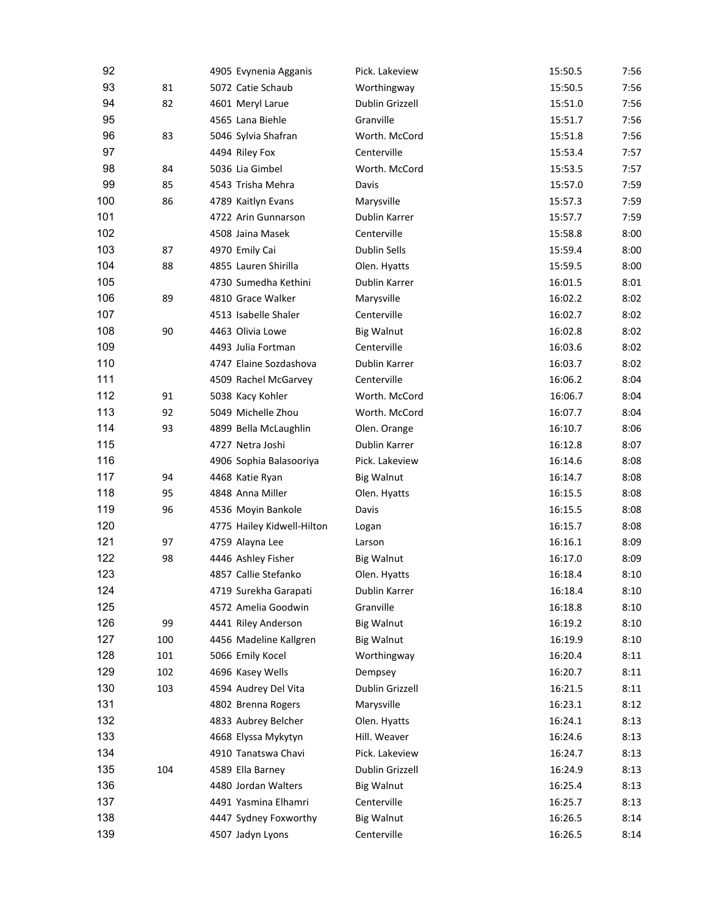| | | | | | | |
|---|---|---|---|---|---|---|
| 92 | | 4905 | Evynenia Agganis | Pick. Lakeview | 15:50.5 | 7:56 |
| 93 | 81 | 5072 | Catie Schaub | Worthingway | 15:50.5 | 7:56 |
| 94 | 82 | 4601 | Meryl Larue | Dublin Grizzell | 15:51.0 | 7:56 |
| 95 | | 4565 | Lana Biehle | Granville | 15:51.7 | 7:56 |
| 96 | 83 | 5046 | Sylvia Shafran | Worth. McCord | 15:51.8 | 7:56 |
| 97 | | 4494 | Riley Fox | Centerville | 15:53.4 | 7:57 |
| 98 | 84 | 5036 | Lia Gimbel | Worth. McCord | 15:53.5 | 7:57 |
| 99 | 85 | 4543 | Trisha Mehra | Davis | 15:57.0 | 7:59 |
| 100 | 86 | 4789 | Kaitlyn Evans | Marysville | 15:57.3 | 7:59 |
| 101 | | 4722 | Arin Gunnarson | Dublin Karrer | 15:57.7 | 7:59 |
| 102 | | 4508 | Jaina Masek | Centerville | 15:58.8 | 8:00 |
| 103 | 87 | 4970 | Emily Cai | Dublin Sells | 15:59.4 | 8:00 |
| 104 | 88 | 4855 | Lauren Shirilla | Olen. Hyatts | 15:59.5 | 8:00 |
| 105 | | 4730 | Sumedha Kethini | Dublin Karrer | 16:01.5 | 8:01 |
| 106 | 89 | 4810 | Grace Walker | Marysville | 16:02.2 | 8:02 |
| 107 | | 4513 | Isabelle Shaler | Centerville | 16:02.7 | 8:02 |
| 108 | 90 | 4463 | Olivia Lowe | Big Walnut | 16:02.8 | 8:02 |
| 109 | | 4493 | Julia Fortman | Centerville | 16:03.6 | 8:02 |
| 110 | | 4747 | Elaine Sozdashova | Dublin Karrer | 16:03.7 | 8:02 |
| 111 | | 4509 | Rachel McGarvey | Centerville | 16:06.2 | 8:04 |
| 112 | 91 | 5038 | Kacy Kohler | Worth. McCord | 16:06.7 | 8:04 |
| 113 | 92 | 5049 | Michelle Zhou | Worth. McCord | 16:07.7 | 8:04 |
| 114 | 93 | 4899 | Bella McLaughlin | Olen. Orange | 16:10.7 | 8:06 |
| 115 | | 4727 | Netra Joshi | Dublin Karrer | 16:12.8 | 8:07 |
| 116 | | 4906 | Sophia Balasooriya | Pick. Lakeview | 16:14.6 | 8:08 |
| 117 | 94 | 4468 | Katie Ryan | Big Walnut | 16:14.7 | 8:08 |
| 118 | 95 | 4848 | Anna Miller | Olen. Hyatts | 16:15.5 | 8:08 |
| 119 | 96 | 4536 | Moyin Bankole | Davis | 16:15.5 | 8:08 |
| 120 | | 4775 | Hailey Kidwell-Hilton | Logan | 16:15.7 | 8:08 |
| 121 | 97 | 4759 | Alayna Lee | Larson | 16:16.1 | 8:09 |
| 122 | 98 | 4446 | Ashley Fisher | Big Walnut | 16:17.0 | 8:09 |
| 123 | | 4857 | Callie Stefanko | Olen. Hyatts | 16:18.4 | 8:10 |
| 124 | | 4719 | Surekha Garapati | Dublin Karrer | 16:18.4 | 8:10 |
| 125 | | 4572 | Amelia Goodwin | Granville | 16:18.8 | 8:10 |
| 126 | 99 | 4441 | Riley Anderson | Big Walnut | 16:19.2 | 8:10 |
| 127 | 100 | 4456 | Madeline Kallgren | Big Walnut | 16:19.9 | 8:10 |
| 128 | 101 | 5066 | Emily Kocel | Worthingway | 16:20.4 | 8:11 |
| 129 | 102 | 4696 | Kasey Wells | Dempsey | 16:20.7 | 8:11 |
| 130 | 103 | 4594 | Audrey Del Vita | Dublin Grizzell | 16:21.5 | 8:11 |
| 131 | | 4802 | Brenna Rogers | Marysville | 16:23.1 | 8:12 |
| 132 | | 4833 | Aubrey Belcher | Olen. Hyatts | 16:24.1 | 8:13 |
| 133 | | 4668 | Elyssa Mykytyn | Hill. Weaver | 16:24.6 | 8:13 |
| 134 | | 4910 | Tanatswa Chavi | Pick. Lakeview | 16:24.7 | 8:13 |
| 135 | 104 | 4589 | Ella Barney | Dublin Grizzell | 16:24.9 | 8:13 |
| 136 | | 4480 | Jordan Walters | Big Walnut | 16:25.4 | 8:13 |
| 137 | | 4491 | Yasmina Elhamri | Centerville | 16:25.7 | 8:13 |
| 138 | | 4447 | Sydney Foxworthy | Big Walnut | 16:26.5 | 8:14 |
| 139 | | 4507 | Jadyn Lyons | Centerville | 16:26.5 | 8:14 |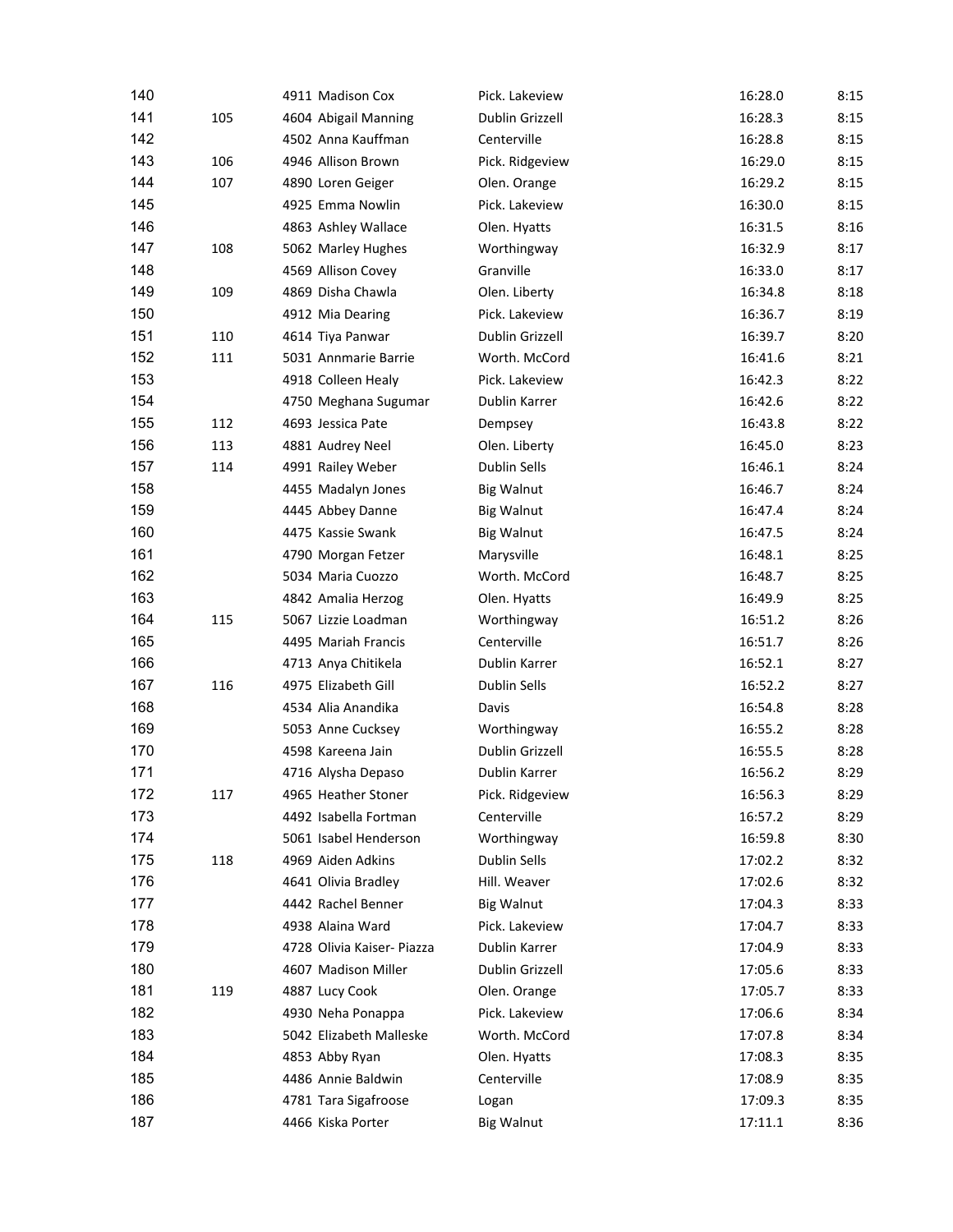| | | | | | |
|---|---|---|---|---|---|
| 140 | | 4911 Madison Cox | Pick. Lakeview | 16:28.0 | 8:15 |
| 141 | 105 | 4604 Abigail Manning | Dublin Grizzell | 16:28.3 | 8:15 |
| 142 | | 4502 Anna Kauffman | Centerville | 16:28.8 | 8:15 |
| 143 | 106 | 4946 Allison Brown | Pick. Ridgeview | 16:29.0 | 8:15 |
| 144 | 107 | 4890 Loren Geiger | Olen. Orange | 16:29.2 | 8:15 |
| 145 | | 4925 Emma Nowlin | Pick. Lakeview | 16:30.0 | 8:15 |
| 146 | | 4863 Ashley Wallace | Olen. Hyatts | 16:31.5 | 8:16 |
| 147 | 108 | 5062 Marley Hughes | Worthingway | 16:32.9 | 8:17 |
| 148 | | 4569 Allison Covey | Granville | 16:33.0 | 8:17 |
| 149 | 109 | 4869 Disha Chawla | Olen. Liberty | 16:34.8 | 8:18 |
| 150 | | 4912 Mia Dearing | Pick. Lakeview | 16:36.7 | 8:19 |
| 151 | 110 | 4614 Tiya Panwar | Dublin Grizzell | 16:39.7 | 8:20 |
| 152 | 111 | 5031 Annmarie Barrie | Worth. McCord | 16:41.6 | 8:21 |
| 153 | | 4918 Colleen Healy | Pick. Lakeview | 16:42.3 | 8:22 |
| 154 | | 4750 Meghana Sugumar | Dublin Karrer | 16:42.6 | 8:22 |
| 155 | 112 | 4693 Jessica Pate | Dempsey | 16:43.8 | 8:22 |
| 156 | 113 | 4881 Audrey Neel | Olen. Liberty | 16:45.0 | 8:23 |
| 157 | 114 | 4991 Railey Weber | Dublin Sells | 16:46.1 | 8:24 |
| 158 | | 4455 Madalyn Jones | Big Walnut | 16:46.7 | 8:24 |
| 159 | | 4445 Abbey Danne | Big Walnut | 16:47.4 | 8:24 |
| 160 | | 4475 Kassie Swank | Big Walnut | 16:47.5 | 8:24 |
| 161 | | 4790 Morgan Fetzer | Marysville | 16:48.1 | 8:25 |
| 162 | | 5034 Maria Cuozzo | Worth. McCord | 16:48.7 | 8:25 |
| 163 | | 4842 Amalia Herzog | Olen. Hyatts | 16:49.9 | 8:25 |
| 164 | 115 | 5067 Lizzie Loadman | Worthingway | 16:51.2 | 8:26 |
| 165 | | 4495 Mariah Francis | Centerville | 16:51.7 | 8:26 |
| 166 | | 4713 Anya Chitikela | Dublin Karrer | 16:52.1 | 8:27 |
| 167 | 116 | 4975 Elizabeth Gill | Dublin Sells | 16:52.2 | 8:27 |
| 168 | | 4534 Alia Anandika | Davis | 16:54.8 | 8:28 |
| 169 | | 5053 Anne Cucksey | Worthingway | 16:55.2 | 8:28 |
| 170 | | 4598 Kareena Jain | Dublin Grizzell | 16:55.5 | 8:28 |
| 171 | | 4716 Alysha Depaso | Dublin Karrer | 16:56.2 | 8:29 |
| 172 | 117 | 4965 Heather Stoner | Pick. Ridgeview | 16:56.3 | 8:29 |
| 173 | | 4492 Isabella Fortman | Centerville | 16:57.2 | 8:29 |
| 174 | | 5061 Isabel Henderson | Worthingway | 16:59.8 | 8:30 |
| 175 | 118 | 4969 Aiden Adkins | Dublin Sells | 17:02.2 | 8:32 |
| 176 | | 4641 Olivia Bradley | Hill. Weaver | 17:02.6 | 8:32 |
| 177 | | 4442 Rachel Benner | Big Walnut | 17:04.3 | 8:33 |
| 178 | | 4938 Alaina Ward | Pick. Lakeview | 17:04.7 | 8:33 |
| 179 | | 4728 Olivia Kaiser- Piazza | Dublin Karrer | 17:04.9 | 8:33 |
| 180 | | 4607 Madison Miller | Dublin Grizzell | 17:05.6 | 8:33 |
| 181 | 119 | 4887 Lucy Cook | Olen. Orange | 17:05.7 | 8:33 |
| 182 | | 4930 Neha Ponappa | Pick. Lakeview | 17:06.6 | 8:34 |
| 183 | | 5042 Elizabeth Malleske | Worth. McCord | 17:07.8 | 8:34 |
| 184 | | 4853 Abby Ryan | Olen. Hyatts | 17:08.3 | 8:35 |
| 185 | | 4486 Annie Baldwin | Centerville | 17:08.9 | 8:35 |
| 186 | | 4781 Tara Sigafroose | Logan | 17:09.3 | 8:35 |
| 187 | | 4466 Kiska Porter | Big Walnut | 17:11.1 | 8:36 |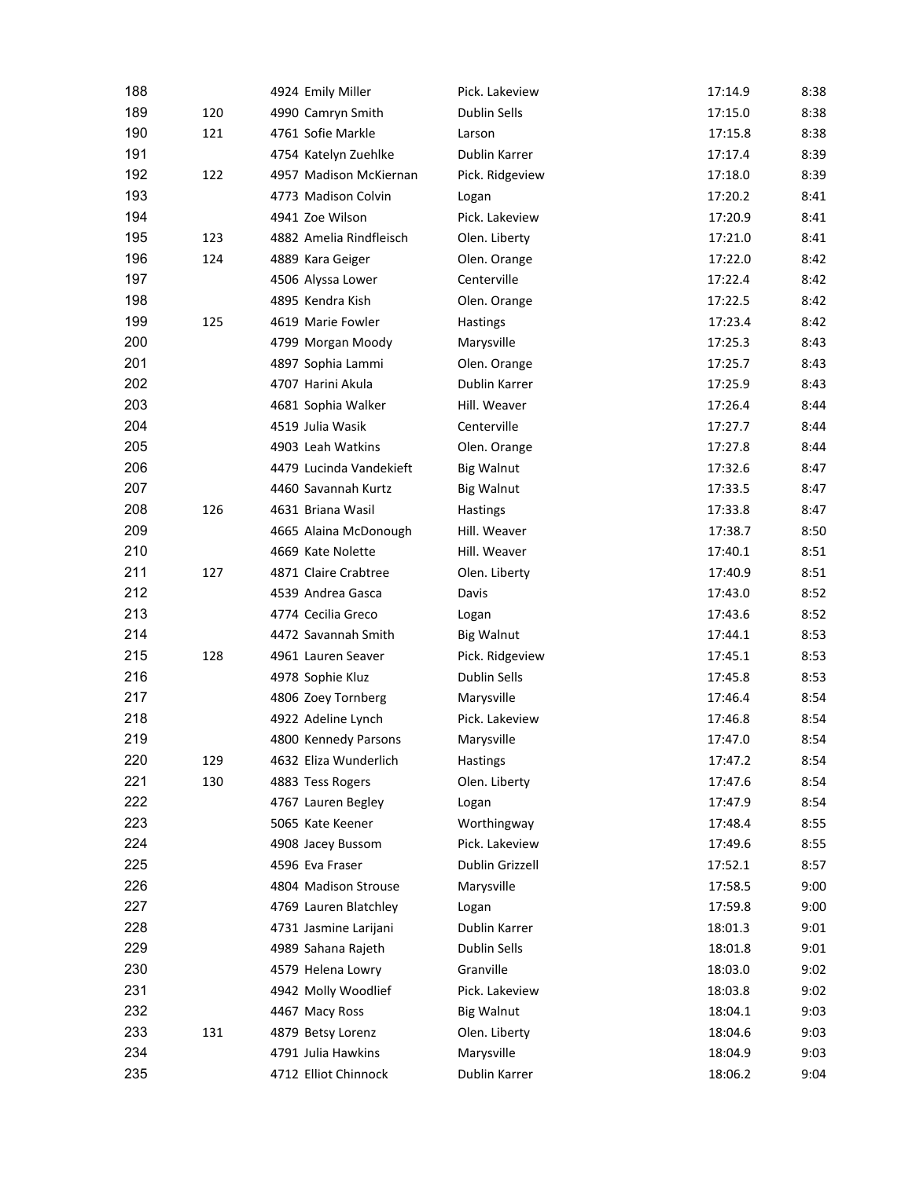| | | | | | |
|---|---|---|---|---|---|
| 188 | | 4924 Emily Miller | Pick. Lakeview | 17:14.9 | 8:38 |
| 189 | 120 | 4990 Camryn Smith | Dublin Sells | 17:15.0 | 8:38 |
| 190 | 121 | 4761 Sofie Markle | Larson | 17:15.8 | 8:38 |
| 191 | | 4754 Katelyn Zuehlke | Dublin Karrer | 17:17.4 | 8:39 |
| 192 | 122 | 4957 Madison McKiernan | Pick. Ridgeview | 17:18.0 | 8:39 |
| 193 | | 4773 Madison Colvin | Logan | 17:20.2 | 8:41 |
| 194 | | 4941 Zoe Wilson | Pick. Lakeview | 17:20.9 | 8:41 |
| 195 | 123 | 4882 Amelia Rindfleisch | Olen. Liberty | 17:21.0 | 8:41 |
| 196 | 124 | 4889 Kara Geiger | Olen. Orange | 17:22.0 | 8:42 |
| 197 | | 4506 Alyssa Lower | Centerville | 17:22.4 | 8:42 |
| 198 | | 4895 Kendra Kish | Olen. Orange | 17:22.5 | 8:42 |
| 199 | 125 | 4619 Marie Fowler | Hastings | 17:23.4 | 8:42 |
| 200 | | 4799 Morgan Moody | Marysville | 17:25.3 | 8:43 |
| 201 | | 4897 Sophia Lammi | Olen. Orange | 17:25.7 | 8:43 |
| 202 | | 4707 Harini Akula | Dublin Karrer | 17:25.9 | 8:43 |
| 203 | | 4681 Sophia Walker | Hill. Weaver | 17:26.4 | 8:44 |
| 204 | | 4519 Julia Wasik | Centerville | 17:27.7 | 8:44 |
| 205 | | 4903 Leah Watkins | Olen. Orange | 17:27.8 | 8:44 |
| 206 | | 4479 Lucinda Vandekieft | Big Walnut | 17:32.6 | 8:47 |
| 207 | | 4460 Savannah Kurtz | Big Walnut | 17:33.5 | 8:47 |
| 208 | 126 | 4631 Briana Wasil | Hastings | 17:33.8 | 8:47 |
| 209 | | 4665 Alaina McDonough | Hill. Weaver | 17:38.7 | 8:50 |
| 210 | | 4669 Kate Nolette | Hill. Weaver | 17:40.1 | 8:51 |
| 211 | 127 | 4871 Claire Crabtree | Olen. Liberty | 17:40.9 | 8:51 |
| 212 | | 4539 Andrea Gasca | Davis | 17:43.0 | 8:52 |
| 213 | | 4774 Cecilia Greco | Logan | 17:43.6 | 8:52 |
| 214 | | 4472 Savannah Smith | Big Walnut | 17:44.1 | 8:53 |
| 215 | 128 | 4961 Lauren Seaver | Pick. Ridgeview | 17:45.1 | 8:53 |
| 216 | | 4978 Sophie Kluz | Dublin Sells | 17:45.8 | 8:53 |
| 217 | | 4806 Zoey Tornberg | Marysville | 17:46.4 | 8:54 |
| 218 | | 4922 Adeline Lynch | Pick. Lakeview | 17:46.8 | 8:54 |
| 219 | | 4800 Kennedy Parsons | Marysville | 17:47.0 | 8:54 |
| 220 | 129 | 4632 Eliza Wunderlich | Hastings | 17:47.2 | 8:54 |
| 221 | 130 | 4883 Tess Rogers | Olen. Liberty | 17:47.6 | 8:54 |
| 222 | | 4767 Lauren Begley | Logan | 17:47.9 | 8:54 |
| 223 | | 5065 Kate Keener | Worthingway | 17:48.4 | 8:55 |
| 224 | | 4908 Jacey Bussom | Pick. Lakeview | 17:49.6 | 8:55 |
| 225 | | 4596 Eva Fraser | Dublin Grizzell | 17:52.1 | 8:57 |
| 226 | | 4804 Madison Strouse | Marysville | 17:58.5 | 9:00 |
| 227 | | 4769 Lauren Blatchley | Logan | 17:59.8 | 9:00 |
| 228 | | 4731 Jasmine Larijani | Dublin Karrer | 18:01.3 | 9:01 |
| 229 | | 4989 Sahana Rajeth | Dublin Sells | 18:01.8 | 9:01 |
| 230 | | 4579 Helena Lowry | Granville | 18:03.0 | 9:02 |
| 231 | | 4942 Molly Woodlief | Pick. Lakeview | 18:03.8 | 9:02 |
| 232 | | 4467 Macy Ross | Big Walnut | 18:04.1 | 9:03 |
| 233 | 131 | 4879 Betsy Lorenz | Olen. Liberty | 18:04.6 | 9:03 |
| 234 | | 4791 Julia Hawkins | Marysville | 18:04.9 | 9:03 |
| 235 | | 4712 Elliot Chinnock | Dublin Karrer | 18:06.2 | 9:04 |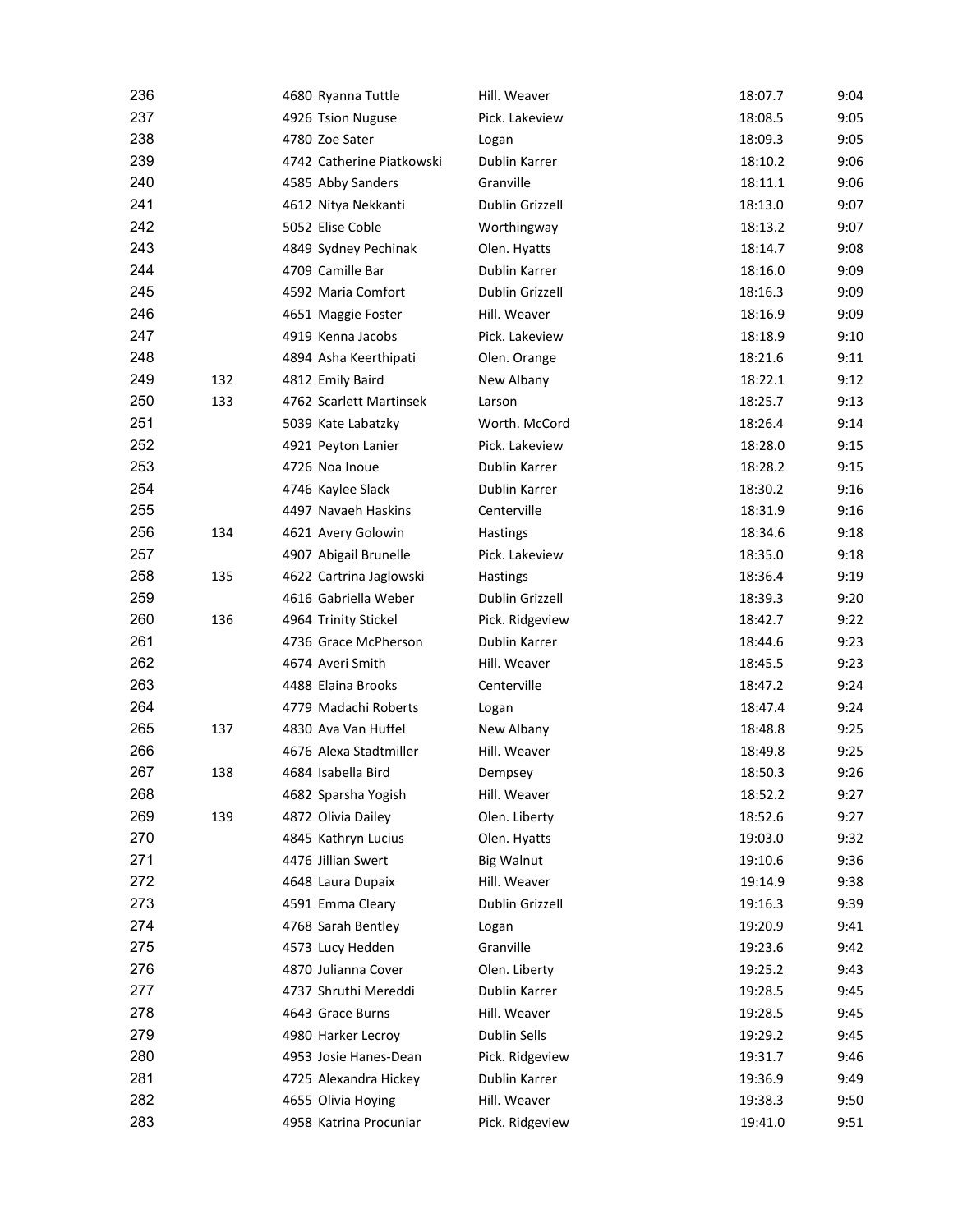| | | | | | |
|---|---|---|---|---|---|
| 236 | | 4680 Ryanna Tuttle | Hill. Weaver | 18:07.7 | 9:04 |
| 237 | | 4926 Tsion Nuguse | Pick. Lakeview | 18:08.5 | 9:05 |
| 238 | | 4780 Zoe Sater | Logan | 18:09.3 | 9:05 |
| 239 | | 4742 Catherine Piatkowski | Dublin Karrer | 18:10.2 | 9:06 |
| 240 | | 4585 Abby Sanders | Granville | 18:11.1 | 9:06 |
| 241 | | 4612 Nitya Nekkanti | Dublin Grizzell | 18:13.0 | 9:07 |
| 242 | | 5052 Elise Coble | Worthingway | 18:13.2 | 9:07 |
| 243 | | 4849 Sydney Pechinak | Olen. Hyatts | 18:14.7 | 9:08 |
| 244 | | 4709 Camille Bar | Dublin Karrer | 18:16.0 | 9:09 |
| 245 | | 4592 Maria Comfort | Dublin Grizzell | 18:16.3 | 9:09 |
| 246 | | 4651 Maggie Foster | Hill. Weaver | 18:16.9 | 9:09 |
| 247 | | 4919 Kenna Jacobs | Pick. Lakeview | 18:18.9 | 9:10 |
| 248 | | 4894 Asha Keerthipati | Olen. Orange | 18:21.6 | 9:11 |
| 249 | 132 | 4812 Emily Baird | New Albany | 18:22.1 | 9:12 |
| 250 | 133 | 4762 Scarlett Martinsek | Larson | 18:25.7 | 9:13 |
| 251 | | 5039 Kate Labatzky | Worth. McCord | 18:26.4 | 9:14 |
| 252 | | 4921 Peyton Lanier | Pick. Lakeview | 18:28.0 | 9:15 |
| 253 | | 4726 Noa Inoue | Dublin Karrer | 18:28.2 | 9:15 |
| 254 | | 4746 Kaylee Slack | Dublin Karrer | 18:30.2 | 9:16 |
| 255 | | 4497 Navaeh Haskins | Centerville | 18:31.9 | 9:16 |
| 256 | 134 | 4621 Avery Golowin | Hastings | 18:34.6 | 9:18 |
| 257 | | 4907 Abigail Brunelle | Pick. Lakeview | 18:35.0 | 9:18 |
| 258 | 135 | 4622 Cartrina Jaglowski | Hastings | 18:36.4 | 9:19 |
| 259 | | 4616 Gabriella Weber | Dublin Grizzell | 18:39.3 | 9:20 |
| 260 | 136 | 4964 Trinity Stickel | Pick. Ridgeview | 18:42.7 | 9:22 |
| 261 | | 4736 Grace McPherson | Dublin Karrer | 18:44.6 | 9:23 |
| 262 | | 4674 Averi Smith | Hill. Weaver | 18:45.5 | 9:23 |
| 263 | | 4488 Elaina Brooks | Centerville | 18:47.2 | 9:24 |
| 264 | | 4779 Madachi Roberts | Logan | 18:47.4 | 9:24 |
| 265 | 137 | 4830 Ava Van Huffel | New Albany | 18:48.8 | 9:25 |
| 266 | | 4676 Alexa Stadtmiller | Hill. Weaver | 18:49.8 | 9:25 |
| 267 | 138 | 4684 Isabella Bird | Dempsey | 18:50.3 | 9:26 |
| 268 | | 4682 Sparsha Yogish | Hill. Weaver | 18:52.2 | 9:27 |
| 269 | 139 | 4872 Olivia Dailey | Olen. Liberty | 18:52.6 | 9:27 |
| 270 | | 4845 Kathryn Lucius | Olen. Hyatts | 19:03.0 | 9:32 |
| 271 | | 4476 Jillian Swert | Big Walnut | 19:10.6 | 9:36 |
| 272 | | 4648 Laura Dupaix | Hill. Weaver | 19:14.9 | 9:38 |
| 273 | | 4591 Emma Cleary | Dublin Grizzell | 19:16.3 | 9:39 |
| 274 | | 4768 Sarah Bentley | Logan | 19:20.9 | 9:41 |
| 275 | | 4573 Lucy Hedden | Granville | 19:23.6 | 9:42 |
| 276 | | 4870 Julianna Cover | Olen. Liberty | 19:25.2 | 9:43 |
| 277 | | 4737 Shruthi Mereddi | Dublin Karrer | 19:28.5 | 9:45 |
| 278 | | 4643 Grace Burns | Hill. Weaver | 19:28.5 | 9:45 |
| 279 | | 4980 Harker Lecroy | Dublin Sells | 19:29.2 | 9:45 |
| 280 | | 4953 Josie Hanes-Dean | Pick. Ridgeview | 19:31.7 | 9:46 |
| 281 | | 4725 Alexandra Hickey | Dublin Karrer | 19:36.9 | 9:49 |
| 282 | | 4655 Olivia Hoying | Hill. Weaver | 19:38.3 | 9:50 |
| 283 | | 4958 Katrina Procuniar | Pick. Ridgeview | 19:41.0 | 9:51 |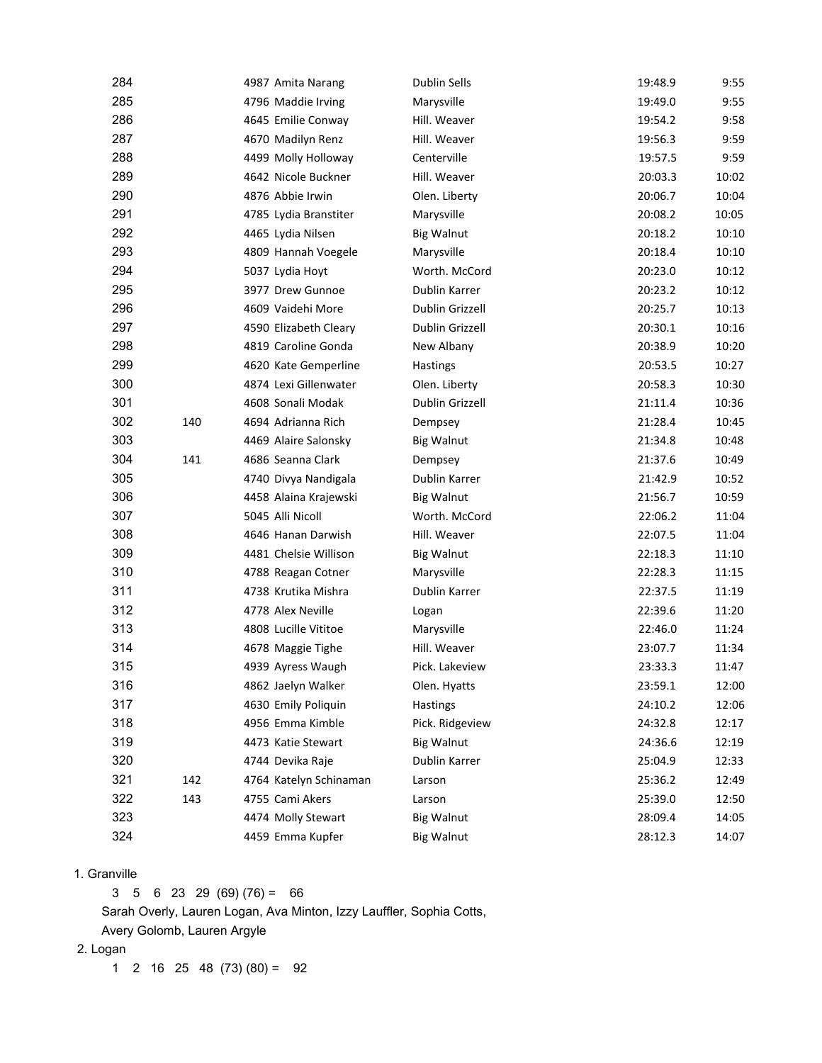| | | | | | |
|---|---|---|---|---|---|
| 284 | | 4987 Amita Narang | Dublin Sells | 19:48.9 | 9:55 |
| 285 | | 4796 Maddie Irving | Marysville | 19:49.0 | 9:55 |
| 286 | | 4645 Emilie Conway | Hill. Weaver | 19:54.2 | 9:58 |
| 287 | | 4670 Madilyn Renz | Hill. Weaver | 19:56.3 | 9:59 |
| 288 | | 4499 Molly Holloway | Centerville | 19:57.5 | 9:59 |
| 289 | | 4642 Nicole Buckner | Hill. Weaver | 20:03.3 | 10:02 |
| 290 | | 4876 Abbie Irwin | Olen. Liberty | 20:06.7 | 10:04 |
| 291 | | 4785 Lydia Branstiter | Marysville | 20:08.2 | 10:05 |
| 292 | | 4465 Lydia Nilsen | Big Walnut | 20:18.2 | 10:10 |
| 293 | | 4809 Hannah Voegele | Marysville | 20:18.4 | 10:10 |
| 294 | | 5037 Lydia Hoyt | Worth. McCord | 20:23.0 | 10:12 |
| 295 | | 3977 Drew Gunnoe | Dublin Karrer | 20:23.2 | 10:12 |
| 296 | | 4609 Vaidehi More | Dublin Grizzell | 20:25.7 | 10:13 |
| 297 | | 4590 Elizabeth Cleary | Dublin Grizzell | 20:30.1 | 10:16 |
| 298 | | 4819 Caroline Gonda | New Albany | 20:38.9 | 10:20 |
| 299 | | 4620 Kate Gemperline | Hastings | 20:53.5 | 10:27 |
| 300 | | 4874 Lexi Gillenwater | Olen. Liberty | 20:58.3 | 10:30 |
| 301 | | 4608 Sonali Modak | Dublin Grizzell | 21:11.4 | 10:36 |
| 302 | 140 | 4694 Adrianna Rich | Dempsey | 21:28.4 | 10:45 |
| 303 | | 4469 Alaire Salonsky | Big Walnut | 21:34.8 | 10:48 |
| 304 | 141 | 4686 Seanna Clark | Dempsey | 21:37.6 | 10:49 |
| 305 | | 4740 Divya Nandigala | Dublin Karrer | 21:42.9 | 10:52 |
| 306 | | 4458 Alaina Krajewski | Big Walnut | 21:56.7 | 10:59 |
| 307 | | 5045 Alli Nicoll | Worth. McCord | 22:06.2 | 11:04 |
| 308 | | 4646 Hanan Darwish | Hill. Weaver | 22:07.5 | 11:04 |
| 309 | | 4481 Chelsie Willison | Big Walnut | 22:18.3 | 11:10 |
| 310 | | 4788 Reagan Cotner | Marysville | 22:28.3 | 11:15 |
| 311 | | 4738 Krutika Mishra | Dublin Karrer | 22:37.5 | 11:19 |
| 312 | | 4778 Alex Neville | Logan | 22:39.6 | 11:20 |
| 313 | | 4808 Lucille Vititoe | Marysville | 22:46.0 | 11:24 |
| 314 | | 4678 Maggie Tighe | Hill. Weaver | 23:07.7 | 11:34 |
| 315 | | 4939 Ayress Waugh | Pick. Lakeview | 23:33.3 | 11:47 |
| 316 | | 4862 Jaelyn Walker | Olen. Hyatts | 23:59.1 | 12:00 |
| 317 | | 4630 Emily Poliquin | Hastings | 24:10.2 | 12:06 |
| 318 | | 4956 Emma Kimble | Pick. Ridgeview | 24:32.8 | 12:17 |
| 319 | | 4473 Katie Stewart | Big Walnut | 24:36.6 | 12:19 |
| 320 | | 4744 Devika Raje | Dublin Karrer | 25:04.9 | 12:33 |
| 321 | 142 | 4764 Katelyn Schinaman | Larson | 25:36.2 | 12:49 |
| 322 | 143 | 4755 Cami Akers | Larson | 25:39.0 | 12:50 |
| 323 | | 4474 Molly Stewart | Big Walnut | 28:09.4 | 14:05 |
| 324 | | 4459 Emma Kupfer | Big Walnut | 28:12.3 | 14:07 |

1. Granville

   3 5 6 23 29 (69) (76) = 66

   Sarah Overly, Lauren Logan, Ava Minton, Izzy Lauffler, Sophia Cotts, Avery Golomb, Lauren Argyle

2. Logan

   1 2 16 25 48 (73) (80) = 92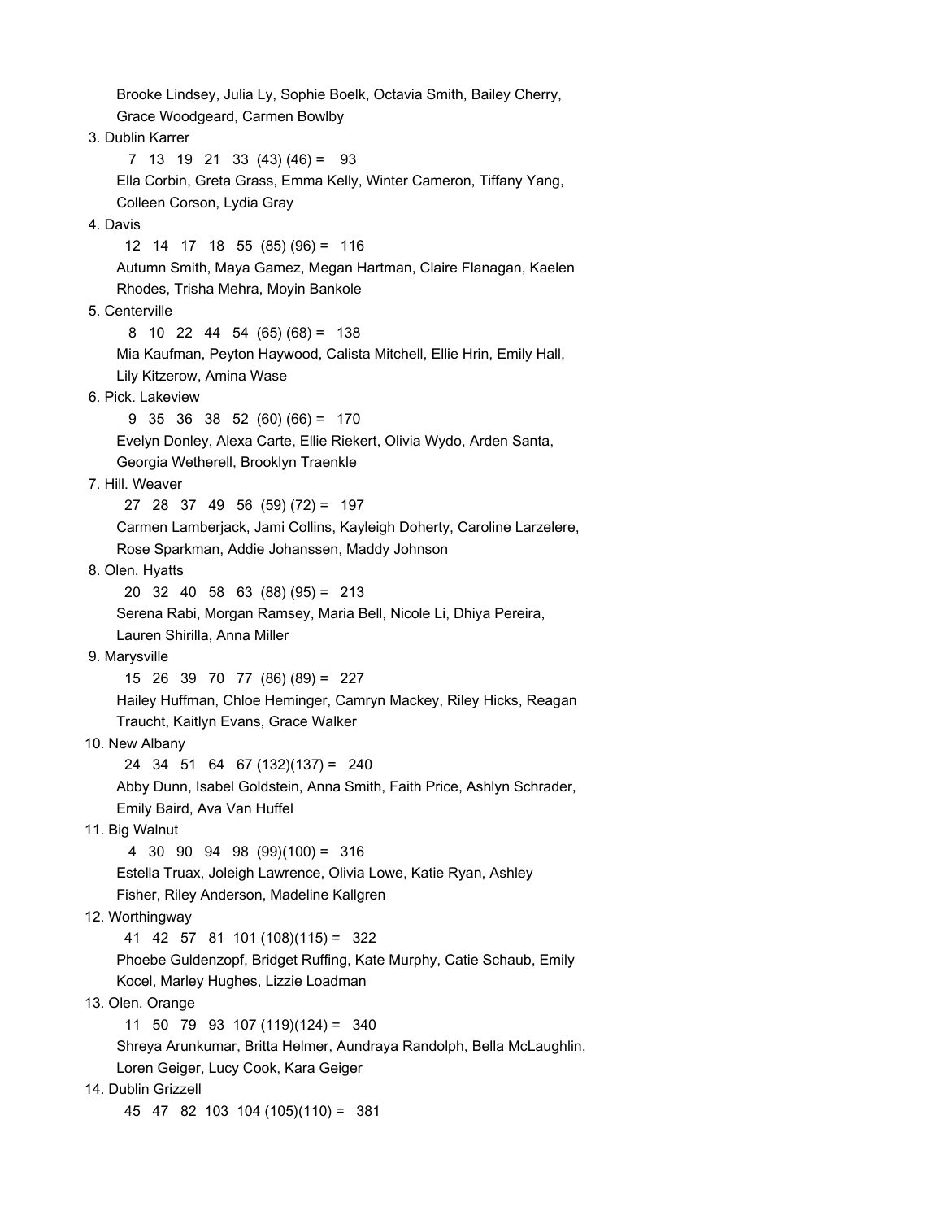Brooke Lindsey, Julia Ly, Sophie Boelk, Octavia Smith, Bailey Cherry, Grace Woodgeard, Carmen Bowlby

3. Dublin Karrer
   7 13 19 21 33 (43) (46) = 93
   Ella Corbin, Greta Grass, Emma Kelly, Winter Cameron, Tiffany Yang, Colleen Corson, Lydia Gray
4. Davis
   12 14 17 18 55 (85) (96) = 116
   Autumn Smith, Maya Gamez, Megan Hartman, Claire Flanagan, Kaelen Rhodes, Trisha Mehra, Moyin Bankole
5. Centerville
   8 10 22 44 54 (65) (68) = 138
   Mia Kaufman, Peyton Haywood, Calista Mitchell, Ellie Hrin, Emily Hall, Lily Kitzerow, Amina Wase
6. Pick. Lakeview
   9 35 36 38 52 (60) (66) = 170
   Evelyn Donley, Alexa Carte, Ellie Riekert, Olivia Wydo, Arden Santa, Georgia Wetherell, Brooklyn Traenkle
7. Hill. Weaver
   27 28 37 49 56 (59) (72) = 197
   Carmen Lamberjack, Jami Collins, Kayleigh Doherty, Caroline Larzelere, Rose Sparkman, Addie Johanssen, Maddy Johnson
8. Olen. Hyatts
   20 32 40 58 63 (88) (95) = 213
   Serena Rabi, Morgan Ramsey, Maria Bell, Nicole Li, Dhiya Pereira, Lauren Shirilla, Anna Miller
9. Marysville
   15 26 39 70 77 (86) (89) = 227
   Hailey Huffman, Chloe Heminger, Camryn Mackey, Riley Hicks, Reagan Traucht, Kaitlyn Evans, Grace Walker
10. New Albany
    24 34 51 64 67 (132)(137) = 240
    Abby Dunn, Isabel Goldstein, Anna Smith, Faith Price, Ashlyn Schrader, Emily Baird, Ava Van Huffel
11. Big Walnut
    4 30 90 94 98 (99)(100) = 316
    Estella Truax, Joleigh Lawrence, Olivia Lowe, Katie Ryan, Ashley Fisher, Riley Anderson, Madeline Kallgren
12. Worthingway
    41 42 57 81 101 (108)(115) = 322
    Phoebe Guldenzopf, Bridget Ruffing, Kate Murphy, Catie Schaub, Emily Kocel, Marley Hughes, Lizzie Loadman
13. Olen. Orange
    11 50 79 93 107 (119)(124) = 340
    Shreya Arunkumar, Britta Helmer, Aundraya Randolph, Bella McLaughlin, Loren Geiger, Lucy Cook, Kara Geiger
14. Dublin Grizzell
    45 47 82 103 104 (105)(110) = 381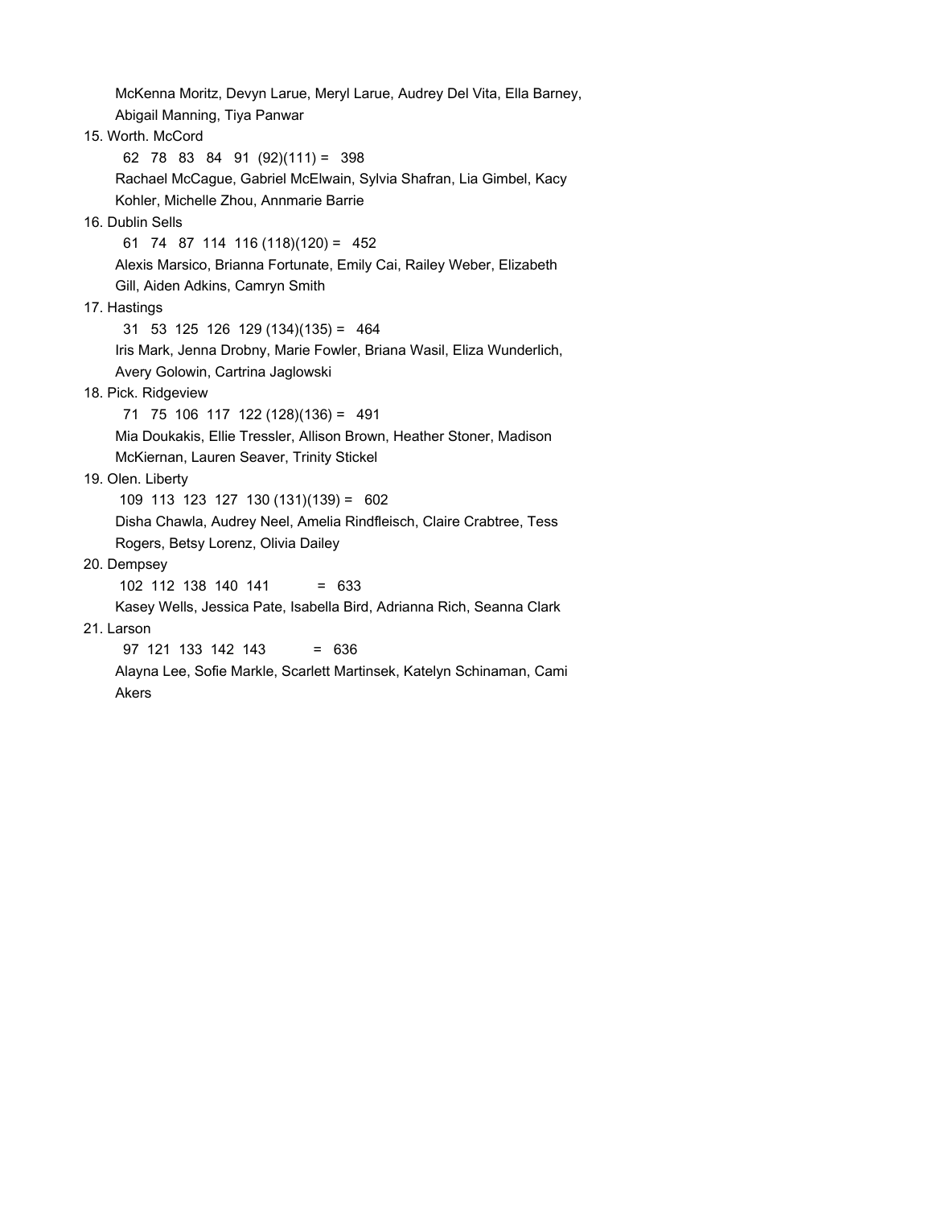McKenna Moritz, Devyn Larue, Meryl Larue, Audrey Del Vita, Ella Barney, Abigail Manning, Tiya Panwar

15. Worth. McCord

62 78 83 84 91 (92)(111) = 398

Rachael McCague, Gabriel McElwain, Sylvia Shafran, Lia Gimbel, Kacy Kohler, Michelle Zhou, Annmarie Barrie

16. Dublin Sells

61 74 87 114 116 (118)(120) = 452

Alexis Marsico, Brianna Fortunate, Emily Cai, Railey Weber, Elizabeth Gill, Aiden Adkins, Camryn Smith

17. Hastings

31 53 125 126 129 (134)(135) = 464

Iris Mark, Jenna Drobny, Marie Fowler, Briana Wasil, Eliza Wunderlich, Avery Golowin, Cartrina Jaglowski

18. Pick. Ridgeview

71 75 106 117 122 (128)(136) = 491

Mia Doukakis, Ellie Tressler, Allison Brown, Heather Stoner, Madison McKiernan, Lauren Seaver, Trinity Stickel

19. Olen. Liberty

109 113 123 127 130 (131)(139) = 602

Disha Chawla, Audrey Neel, Amelia Rindfleisch, Claire Crabtree, Tess Rogers, Betsy Lorenz, Olivia Dailey

20. Dempsey

102 112 138 140 141 = 633

Kasey Wells, Jessica Pate, Isabella Bird, Adrianna Rich, Seanna Clark

21. Larson

97 121 133 142 143 = 636

Alayna Lee, Sofie Markle, Scarlett Martinsek, Katelyn Schinaman, Cami Akers